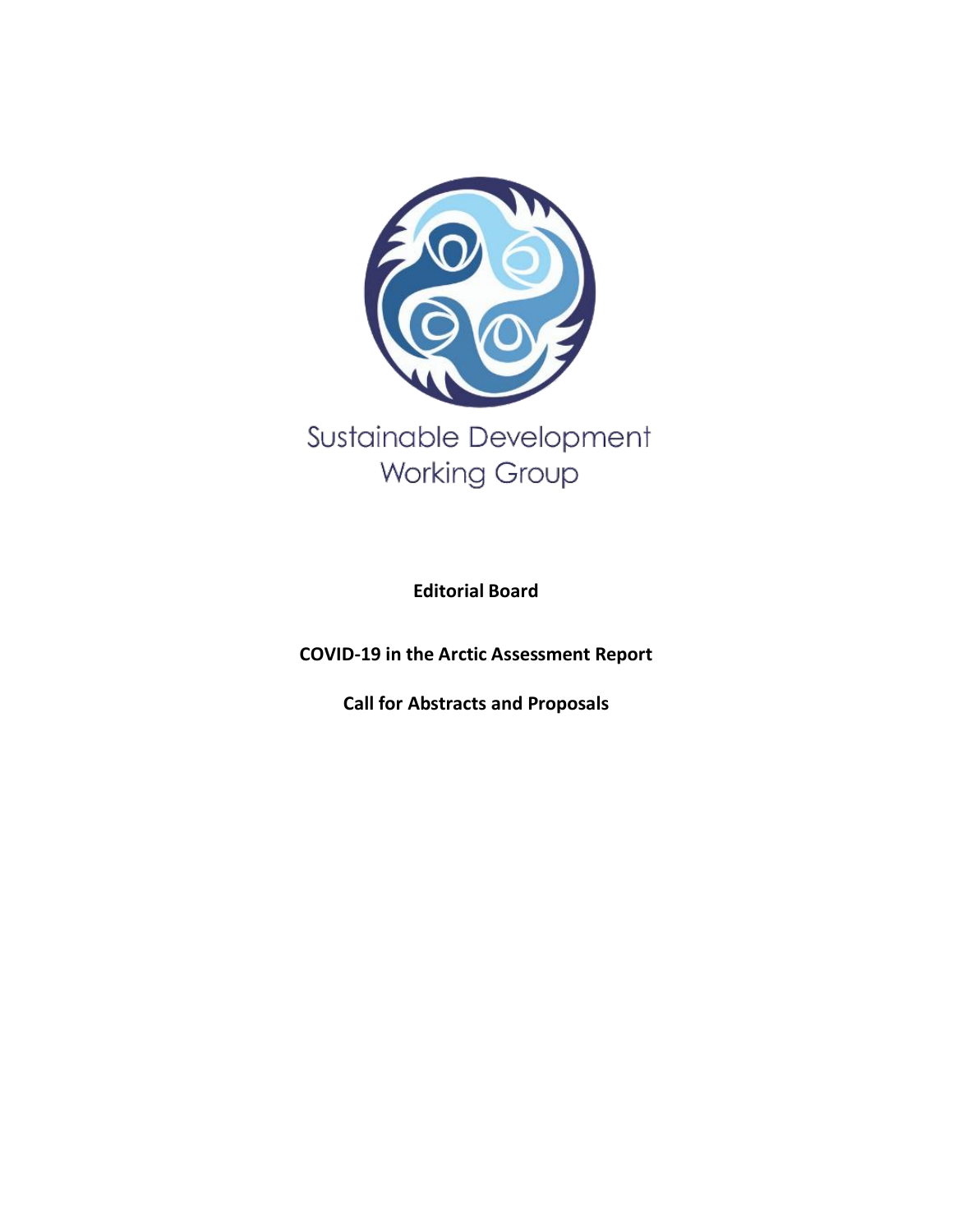Sustainable Development Working Group

**Editorial Board**

**COVID-19 in the Arctic Assessment Report**

**Call for Abstracts and Proposals**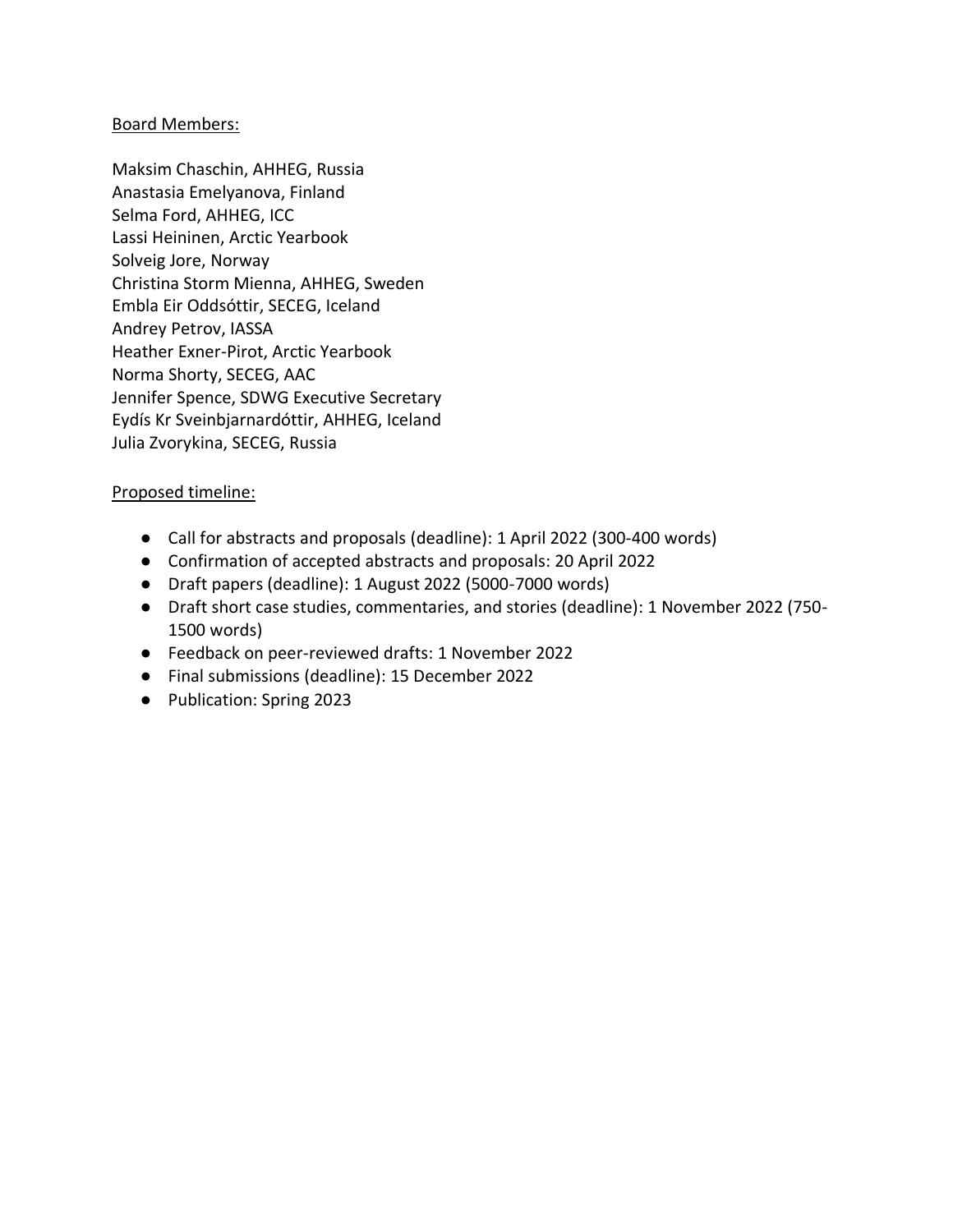<u>Board Members:</u>

Maksim Chaschin, AHHEG, Russia
Anastasia Emelyanova, Finland
Selma Ford, AHHEG, ICC
Lassi Heininen, Arctic Yearbook
Solveig Jore, Norway
Christina Storm Mienna, AHHEG, Sweden
Embla Eir Oddsóttir, SECEG, Iceland
Andrey Petrov, IASSA
Heather Exner-Pirot, Arctic Yearbook
Norma Shorty, SECEG, AAC
Jennifer Spence, SDWG Executive Secretary
Eydís Kr Sveinbjarnardóttir, AHHEG, Iceland
Julia Zvorykina, SECEG, Russia

<u>Proposed timeline:</u>

- Call for abstracts and proposals (deadline): 1 April 2022 (300-400 words)
- Confirmation of accepted abstracts and proposals: 20 April 2022
- Draft papers (deadline): 1 August 2022 (5000-7000 words)
- Draft short case studies, commentaries, and stories (deadline): 1 November 2022 (750-1500 words)
- Feedback on peer-reviewed drafts: 1 November 2022
- Final submissions (deadline): 15 December 2022
- Publication: Spring 2023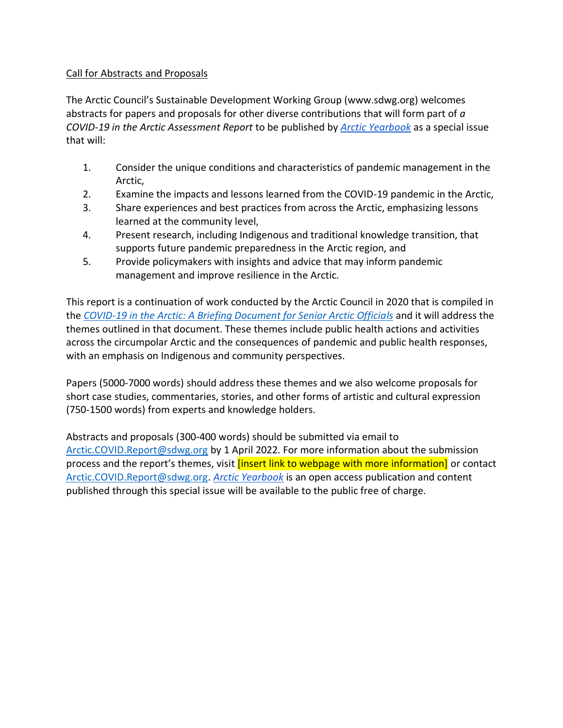Call for Abstracts and Proposals

The Arctic Council's Sustainable Development Working Group (www.sdwg.org) welcomes abstracts for papers and proposals for other diverse contributions that will form part of *a COVID-19 in the Arctic Assessment Report* to be published by *Arctic Yearbook* as a special issue that will:

1. Consider the unique conditions and characteristics of pandemic management in the Arctic,
2. Examine the impacts and lessons learned from the COVID-19 pandemic in the Arctic,
3. Share experiences and best practices from across the Arctic, emphasizing lessons learned at the community level,
4. Present research, including Indigenous and traditional knowledge transition, that supports future pandemic preparedness in the Arctic region, and
5. Provide policymakers with insights and advice that may inform pandemic management and improve resilience in the Arctic.

This report is a continuation of work conducted by the Arctic Council in 2020 that is compiled in the *COVID-19 in the Arctic: A Briefing Document for Senior Arctic Officials* and it will address the themes outlined in that document. These themes include public health actions and activities across the circumpolar Arctic and the consequences of pandemic and public health responses, with an emphasis on Indigenous and community perspectives.

Papers (5000-7000 words) should address these themes and we also welcome proposals for short case studies, commentaries, stories, and other forms of artistic and cultural expression (750-1500 words) from experts and knowledge holders.

Abstracts and proposals (300-400 words) should be submitted via email to Arctic.COVID.Report@sdwg.org by 1 April 2022. For more information about the submission process and the report's themes, visit [insert link to webpage with more information] or contact Arctic.COVID.Report@sdwg.org. *Arctic Yearbook* is an open access publication and content published through this special issue will be available to the public free of charge.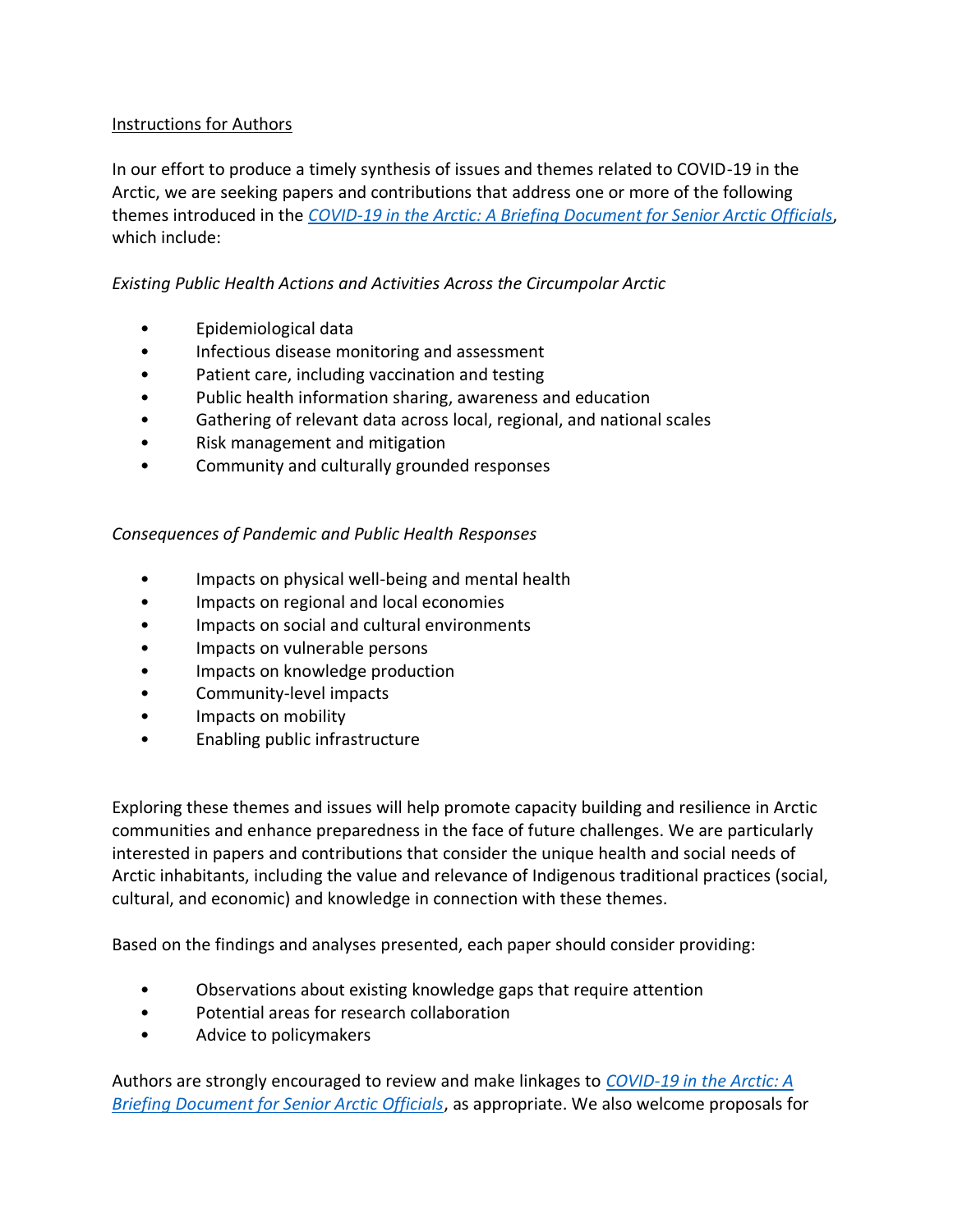Instructions for Authors

In our effort to produce a timely synthesis of issues and themes related to COVID-19 in the Arctic, we are seeking papers and contributions that address one or more of the following themes introduced in the *COVID-19 in the Arctic: A Briefing Document for Senior Arctic Officials*, which include:

*Existing Public Health Actions and Activities Across the Circumpolar Arctic*

- Epidemiological data
- Infectious disease monitoring and assessment
- Patient care, including vaccination and testing
- Public health information sharing, awareness and education
- Gathering of relevant data across local, regional, and national scales
- Risk management and mitigation
- Community and culturally grounded responses

*Consequences of Pandemic and Public Health Responses*

- Impacts on physical well-being and mental health
- Impacts on regional and local economies
- Impacts on social and cultural environments
- Impacts on vulnerable persons
- Impacts on knowledge production
- Community-level impacts
- Impacts on mobility
- Enabling public infrastructure

Exploring these themes and issues will help promote capacity building and resilience in Arctic communities and enhance preparedness in the face of future challenges. We are particularly interested in papers and contributions that consider the unique health and social needs of Arctic inhabitants, including the value and relevance of Indigenous traditional practices (social, cultural, and economic) and knowledge in connection with these themes.

Based on the findings and analyses presented, each paper should consider providing:

- Observations about existing knowledge gaps that require attention
- Potential areas for research collaboration
- Advice to policymakers

Authors are strongly encouraged to review and make linkages to *COVID-19 in the Arctic: A Briefing Document for Senior Arctic Officials*, as appropriate. We also welcome proposals for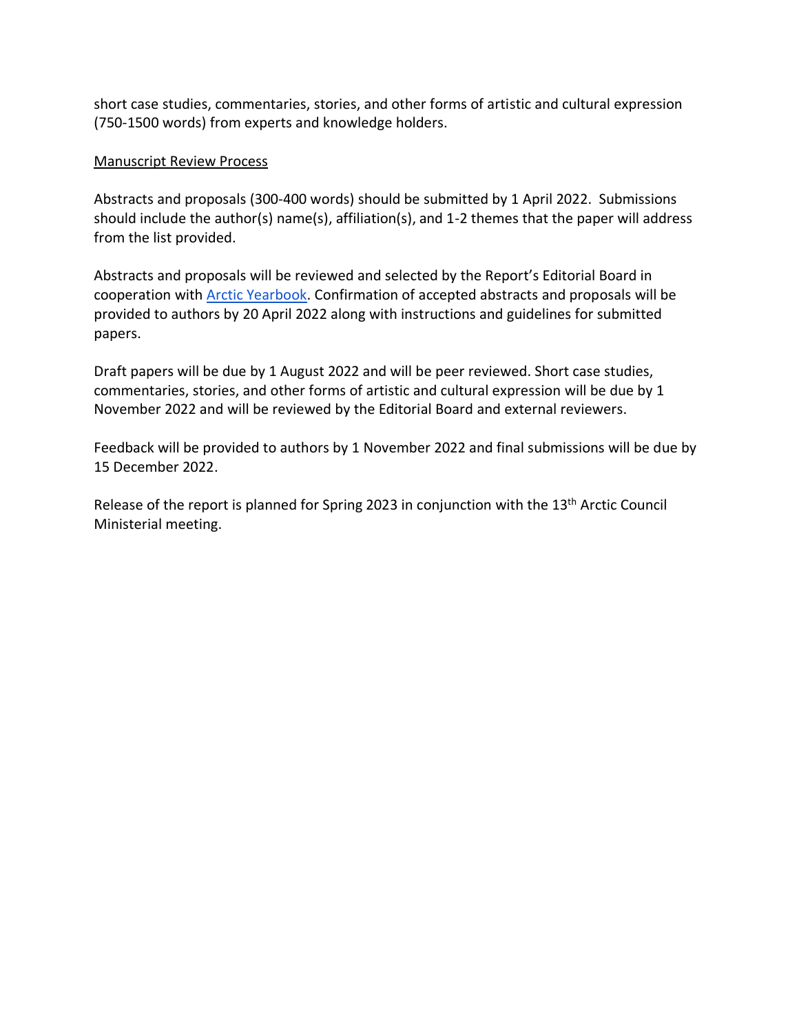short case studies, commentaries, stories, and other forms of artistic and cultural expression (750-1500 words) from experts and knowledge holders.

## Manuscript Review Process

Abstracts and proposals (300-400 words) should be submitted by 1 April 2022. Submissions should include the author(s) name(s), affiliation(s), and 1-2 themes that the paper will address from the list provided.

Abstracts and proposals will be reviewed and selected by the Report's Editorial Board in cooperation with Arctic Yearbook. Confirmation of accepted abstracts and proposals will be provided to authors by 20 April 2022 along with instructions and guidelines for submitted papers.

Draft papers will be due by 1 August 2022 and will be peer reviewed. Short case studies, commentaries, stories, and other forms of artistic and cultural expression will be due by 1 November 2022 and will be reviewed by the Editorial Board and external reviewers.

Feedback will be provided to authors by 1 November 2022 and final submissions will be due by 15 December 2022.

Release of the report is planned for Spring 2023 in conjunction with the 13th Arctic Council Ministerial meeting.